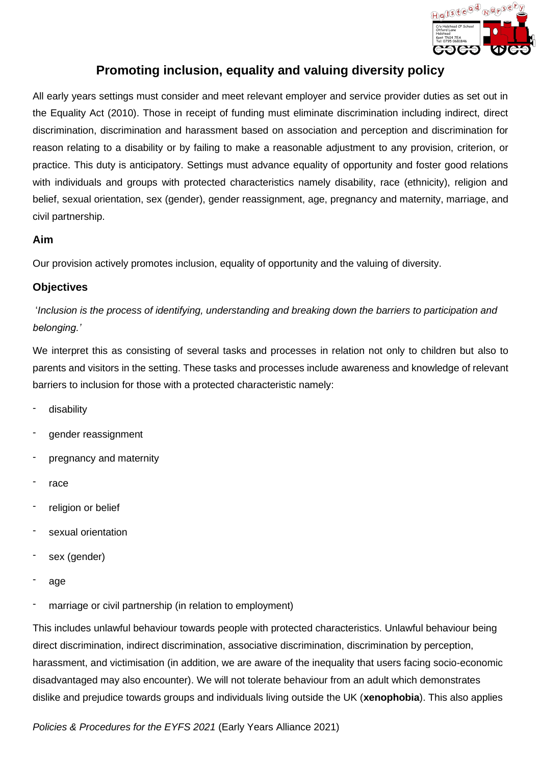# Promoting inclusion, equality and valuing diversity policy

All early years settings must consider and meet relevant employer and service provider duties as set out in the Equality Act (2010). Those in receipt of funding must eliminate discrimination including indirect, direct discrimination, discrimination and harassment based on association and perception and discrimination for reason relating to a disability or by failing to make a reasonable adjustment to any provision, criterion, or practice. This duty is anticipatory. Settings must advance equality of opportunity and foster good relations with individuals and groups with protected characteristics namely disability, race (ethnicity), religion and belief, sexual orientation, sex (gender), gender reassignment, age, pregnancy and maternity, marriage, and civil partnership.

### Aim

Our provision actively promotes inclusion, equality of opportunity and the valuing of diversity.

### Objectives

'*Inclusion is the process of identifying, understanding and breaking down the barriers to participation and belonging.'*

We interpret this as consisting of several tasks and processes in relation not only to children but also to parents and visitors in the setting. These tasks and processes include awareness and knowledge of relevant barriers to inclusion for those with a protected characteristic namely:

- disability
- gender reassignment
- pregnancy and maternity
- race
- religion or belief
- sexual orientation
- sex (gender)
- age
- marriage or civil partnership (in relation to employment)

This includes unlawful behaviour towards people with protected characteristics. Unlawful behaviour being direct discrimination, indirect discrimination, associative discrimination, discrimination by perception, harassment, and victimisation (in addition, we are aware of the inequality that users facing socio-economic disadvantaged may also encounter). We will not tolerate behaviour from an adult which demonstrates dislike and prejudice towards groups and individuals living outside the UK (**xenophobia**). This also applies

*Policies & Procedures for the EYFS 2021* (Early Years Alliance 2021)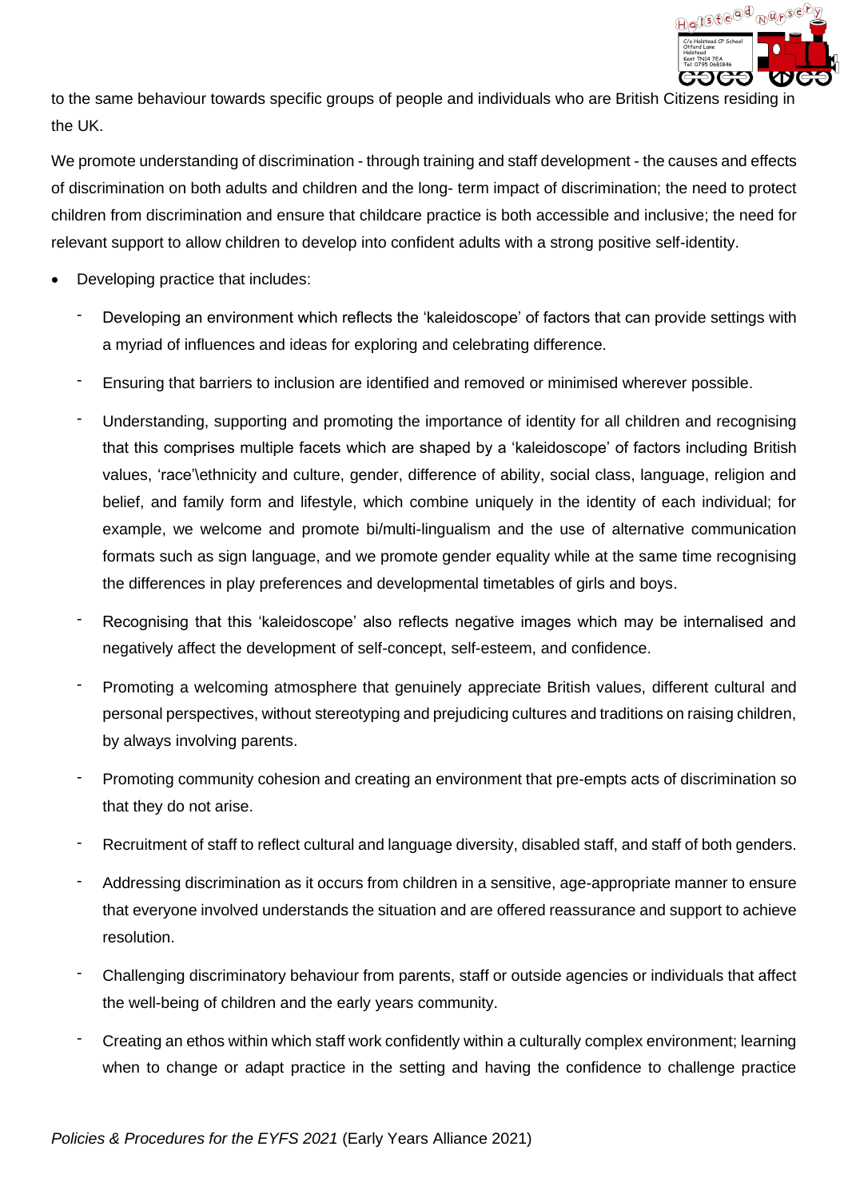to the same behaviour towards specific groups of people and individuals who are British Citizens residing in the UK.

We promote understanding of discrimination - through training and staff development - the causes and effects of discrimination on both adults and children and the long- term impact of discrimination; the need to protect children from discrimination and ensure that childcare practice is both accessible and inclusive; the need for relevant support to allow children to develop into confident adults with a strong positive self-identity.

- Developing practice that includes:
  - Developing an environment which reflects the 'kaleidoscope' of factors that can provide settings with a myriad of influences and ideas for exploring and celebrating difference.
  - Ensuring that barriers to inclusion are identified and removed or minimised wherever possible.
  - Understanding, supporting and promoting the importance of identity for all children and recognising that this comprises multiple facets which are shaped by a 'kaleidoscope' of factors including British values, 'race'\ethnicity and culture, gender, difference of ability, social class, language, religion and belief, and family form and lifestyle, which combine uniquely in the identity of each individual; for example, we welcome and promote bi/multi-lingualism and the use of alternative communication formats such as sign language, and we promote gender equality while at the same time recognising the differences in play preferences and developmental timetables of girls and boys.
  - Recognising that this 'kaleidoscope' also reflects negative images which may be internalised and negatively affect the development of self-concept, self-esteem, and confidence.
  - Promoting a welcoming atmosphere that genuinely appreciate British values, different cultural and personal perspectives, without stereotyping and prejudicing cultures and traditions on raising children, by always involving parents.
  - Promoting community cohesion and creating an environment that pre-empts acts of discrimination so that they do not arise.
  - Recruitment of staff to reflect cultural and language diversity, disabled staff, and staff of both genders.
  - Addressing discrimination as it occurs from children in a sensitive, age-appropriate manner to ensure that everyone involved understands the situation and are offered reassurance and support to achieve resolution.
  - Challenging discriminatory behaviour from parents, staff or outside agencies or individuals that affect the well-being of children and the early years community.
  - Creating an ethos within which staff work confidently within a culturally complex environment; learning when to change or adapt practice in the setting and having the confidence to challenge practice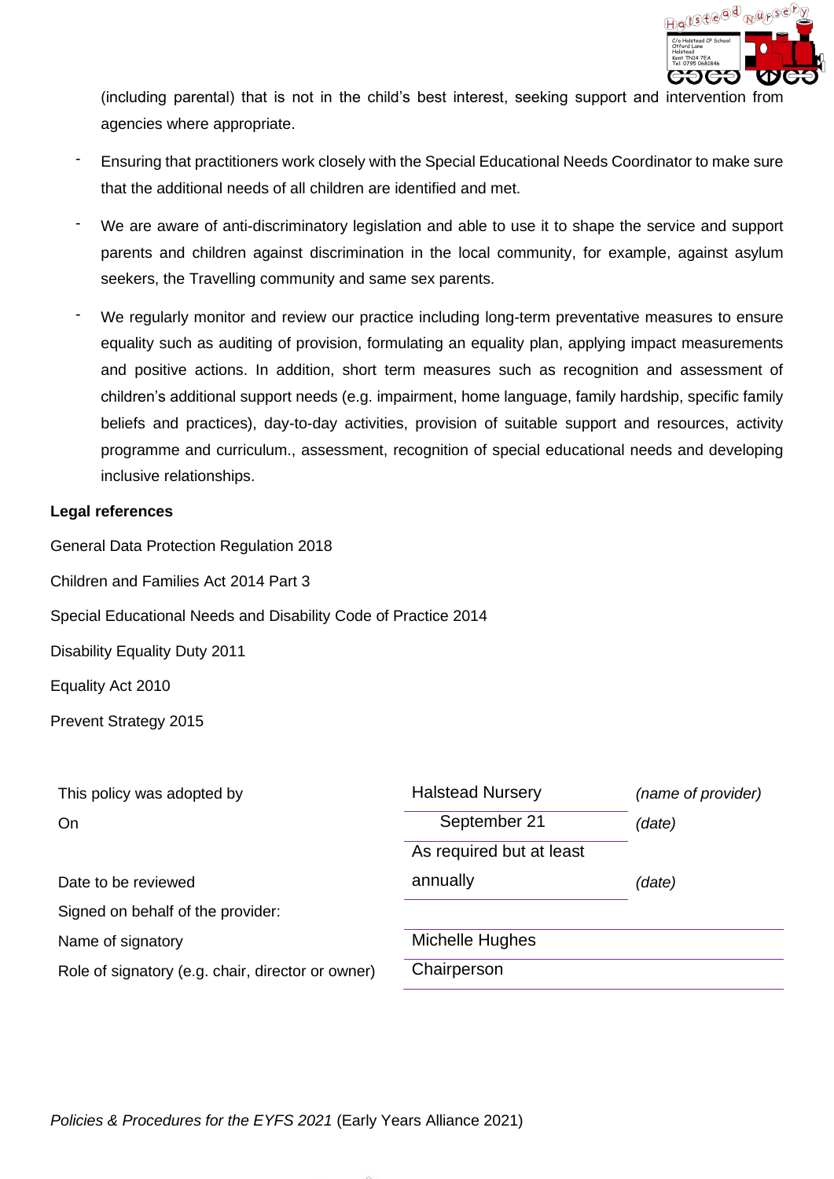(including parental) that is not in the child's best interest, seeking support and intervention from agencies where appropriate.

- Ensuring that practitioners work closely with the Special Educational Needs Coordinator to make sure that the additional needs of all children are identified and met.
- We are aware of anti-discriminatory legislation and able to use it to shape the service and support parents and children against discrimination in the local community, for example, against asylum seekers, the Travelling community and same sex parents.
- We regularly monitor and review our practice including long-term preventative measures to ensure equality such as auditing of provision, formulating an equality plan, applying impact measurements and positive actions. In addition, short term measures such as recognition and assessment of children's additional support needs (e.g. impairment, home language, family hardship, specific family beliefs and practices), day-to-day activities, provision of suitable support and resources, activity programme and curriculum., assessment, recognition of special educational needs and developing inclusive relationships.

**Legal references**

General Data Protection Regulation 2018

Children and Families Act 2014 Part 3

Special Educational Needs and Disability Code of Practice 2014

Disability Equality Duty 2011

Equality Act 2010

Prevent Strategy 2015

| | | |
|---|---|---|
| This policy was adopted by | Halstead Nursery | *(name of provider)* |
| On | September 21 | *(date)* |
| Date to be reviewed | As required but at least annually | *(date)* |
| Signed on behalf of the provider: | | |
| Name of signatory | Michelle Hughes | |
| Role of signatory (e.g. chair, director or owner) | Chairperson | |

*Policies & Procedures for the EYFS 2021* (Early Years Alliance 2021)